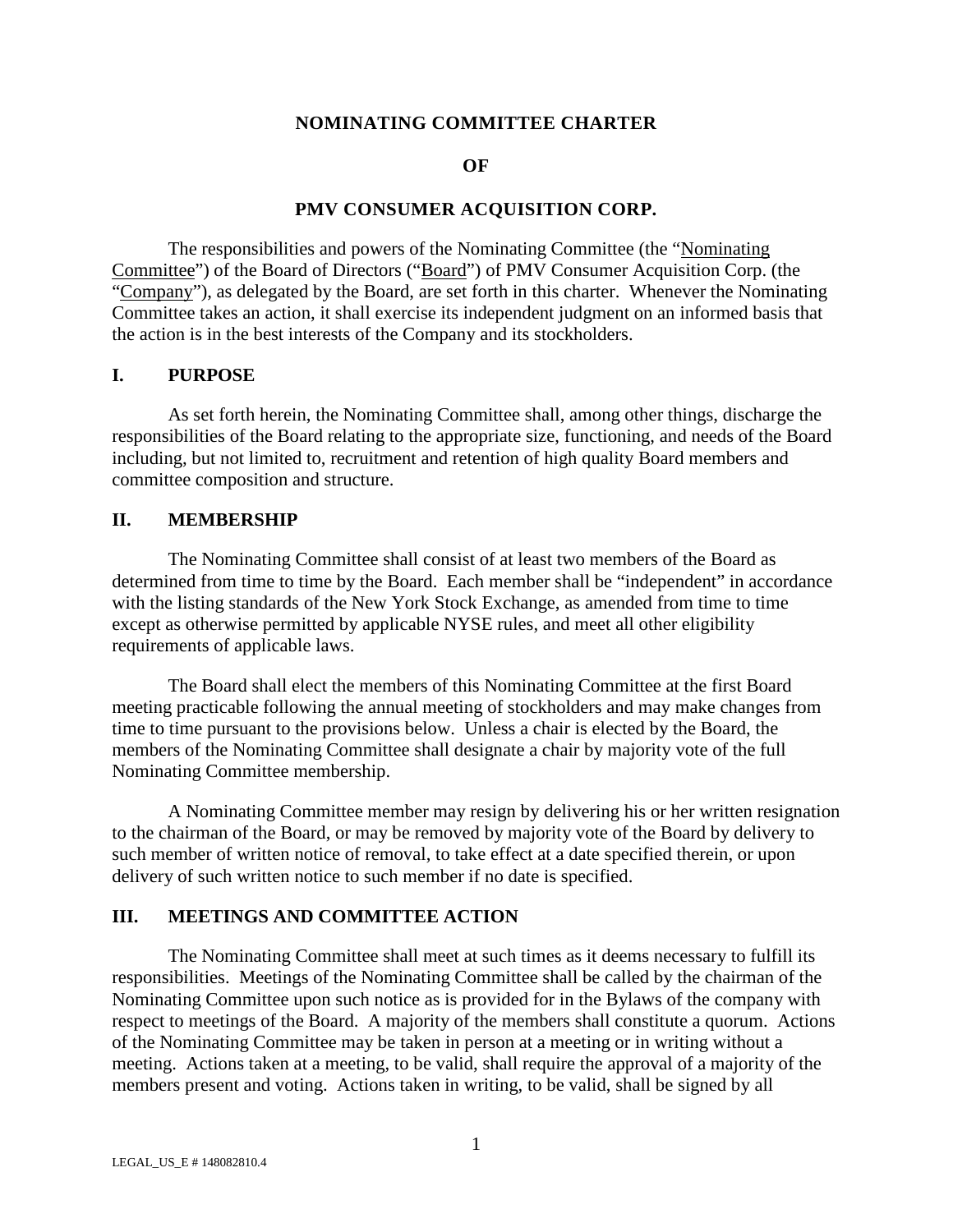# NOMINATING COMMITTEE CHARTER

# OF

# PMV CONSUMER ACQUISITION CORP.

The responsibilities and powers of the Nominating Committee (the "Nominating Committee") of the Board of Directors ("Board") of PMV Consumer Acquisition Corp. (the "Company"), as delegated by the Board, are set forth in this charter. Whenever the Nominating Committee takes an action, it shall exercise its independent judgment on an informed basis that the action is in the best interests of the Company and its stockholders.

## I. PURPOSE

As set forth herein, the Nominating Committee shall, among other things, discharge the responsibilities of the Board relating to the appropriate size, functioning, and needs of the Board including, but not limited to, recruitment and retention of high quality Board members and committee composition and structure.

## II. MEMBERSHIP

The Nominating Committee shall consist of at least two members of the Board as determined from time to time by the Board. Each member shall be "independent" in accordance with the listing standards of the New York Stock Exchange, as amended from time to time except as otherwise permitted by applicable NYSE rules, and meet all other eligibility requirements of applicable laws.

The Board shall elect the members of this Nominating Committee at the first Board meeting practicable following the annual meeting of stockholders and may make changes from time to time pursuant to the provisions below. Unless a chair is elected by the Board, the members of the Nominating Committee shall designate a chair by majority vote of the full Nominating Committee membership.

A Nominating Committee member may resign by delivering his or her written resignation to the chairman of the Board, or may be removed by majority vote of the Board by delivery to such member of written notice of removal, to take effect at a date specified therein, or upon delivery of such written notice to such member if no date is specified.

## III. MEETINGS AND COMMITTEE ACTION

The Nominating Committee shall meet at such times as it deems necessary to fulfill its responsibilities. Meetings of the Nominating Committee shall be called by the chairman of the Nominating Committee upon such notice as is provided for in the Bylaws of the company with respect to meetings of the Board. A majority of the members shall constitute a quorum. Actions of the Nominating Committee may be taken in person at a meeting or in writing without a meeting. Actions taken at a meeting, to be valid, shall require the approval of a majority of the members present and voting. Actions taken in writing, to be valid, shall be signed by all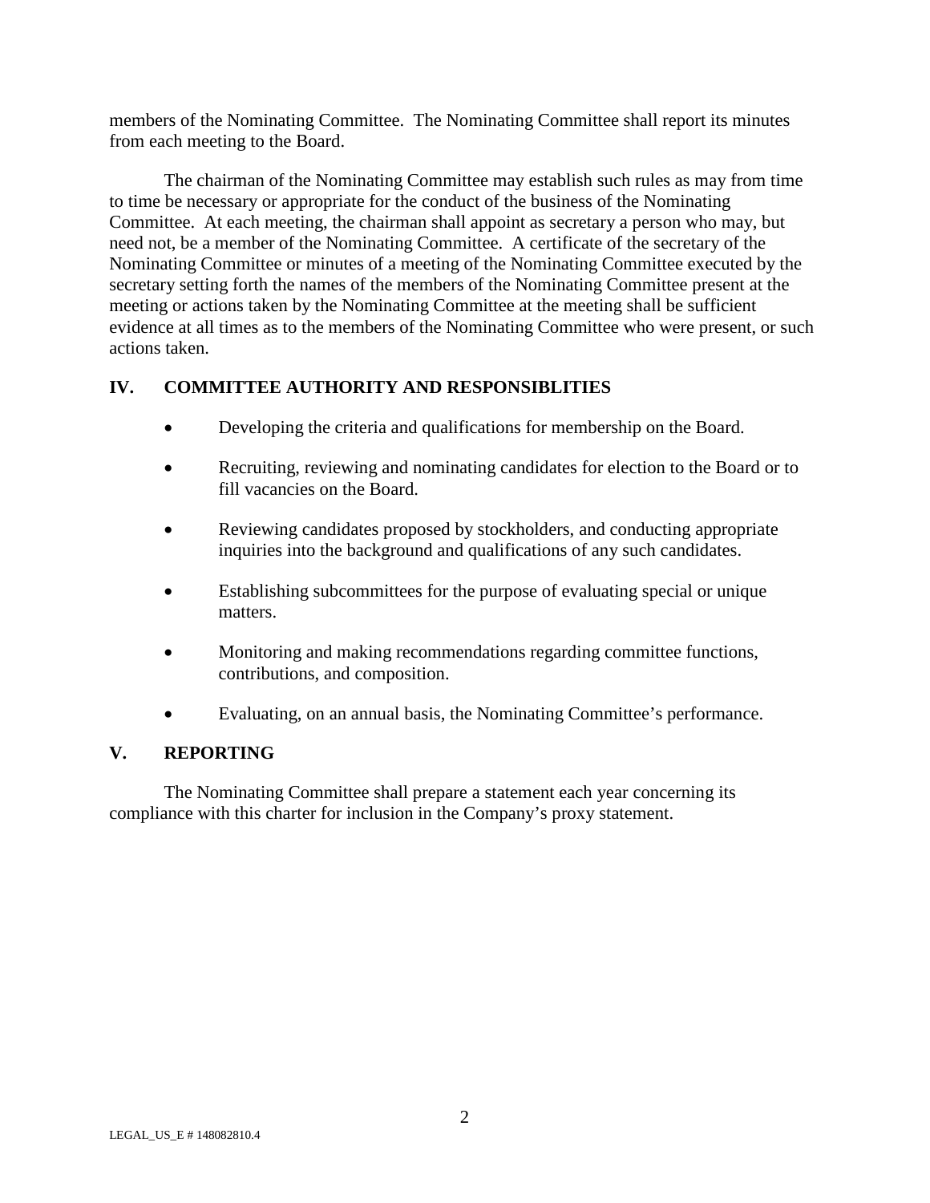members of the Nominating Committee. The Nominating Committee shall report its minutes from each meeting to the Board.

The chairman of the Nominating Committee may establish such rules as may from time to time be necessary or appropriate for the conduct of the business of the Nominating Committee. At each meeting, the chairman shall appoint as secretary a person who may, but need not, be a member of the Nominating Committee. A certificate of the secretary of the Nominating Committee or minutes of a meeting of the Nominating Committee executed by the secretary setting forth the names of the members of the Nominating Committee present at the meeting or actions taken by the Nominating Committee at the meeting shall be sufficient evidence at all times as to the members of the Nominating Committee who were present, or such actions taken.

## IV. COMMITTEE AUTHORITY AND RESPONSIBLITIES

- Developing the criteria and qualifications for membership on the Board.
- Recruiting, reviewing and nominating candidates for election to the Board or to fill vacancies on the Board.
- Reviewing candidates proposed by stockholders, and conducting appropriate inquiries into the background and qualifications of any such candidates.
- Establishing subcommittees for the purpose of evaluating special or unique matters.
- Monitoring and making recommendations regarding committee functions, contributions, and composition.
- Evaluating, on an annual basis, the Nominating Committee's performance.

## V. REPORTING

The Nominating Committee shall prepare a statement each year concerning its compliance with this charter for inclusion in the Company's proxy statement.

LEGAL_US_E # 148082810.4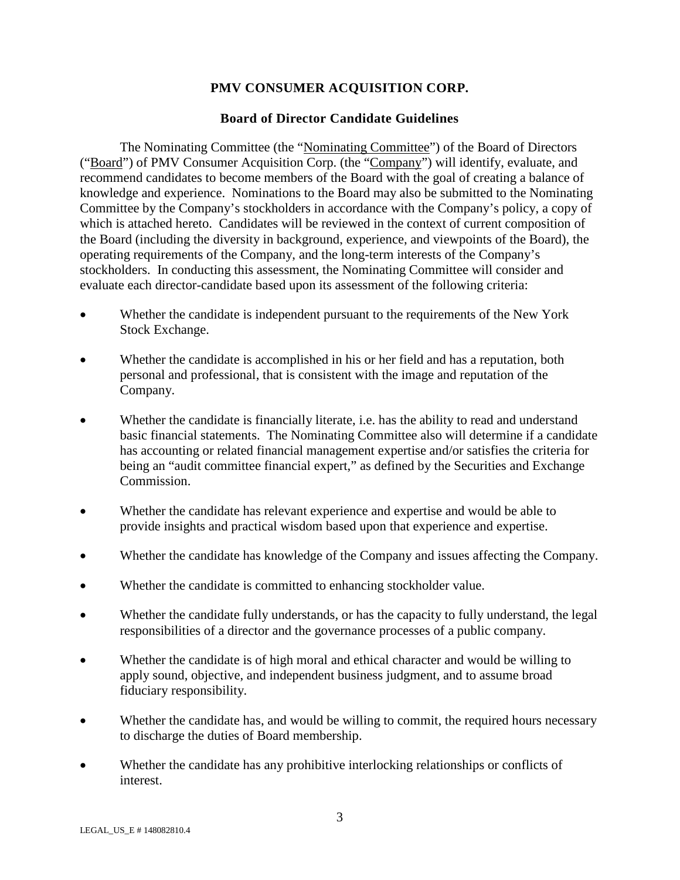**PMV CONSUMER ACQUISITION CORP.**

**Board of Director Candidate Guidelines**

The Nominating Committee (the "Nominating Committee") of the Board of Directors ("Board") of PMV Consumer Acquisition Corp. (the "Company") will identify, evaluate, and recommend candidates to become members of the Board with the goal of creating a balance of knowledge and experience. Nominations to the Board may also be submitted to the Nominating Committee by the Company's stockholders in accordance with the Company's policy, a copy of which is attached hereto. Candidates will be reviewed in the context of current composition of the Board (including the diversity in background, experience, and viewpoints of the Board), the operating requirements of the Company, and the long-term interests of the Company's stockholders. In conducting this assessment, the Nominating Committee will consider and evaluate each director-candidate based upon its assessment of the following criteria:

- Whether the candidate is independent pursuant to the requirements of the New York Stock Exchange.
- Whether the candidate is accomplished in his or her field and has a reputation, both personal and professional, that is consistent with the image and reputation of the Company.
- Whether the candidate is financially literate, i.e. has the ability to read and understand basic financial statements. The Nominating Committee also will determine if a candidate has accounting or related financial management expertise and/or satisfies the criteria for being an "audit committee financial expert," as defined by the Securities and Exchange Commission.
- Whether the candidate has relevant experience and expertise and would be able to provide insights and practical wisdom based upon that experience and expertise.
- Whether the candidate has knowledge of the Company and issues affecting the Company.
- Whether the candidate is committed to enhancing stockholder value.
- Whether the candidate fully understands, or has the capacity to fully understand, the legal responsibilities of a director and the governance processes of a public company.
- Whether the candidate is of high moral and ethical character and would be willing to apply sound, objective, and independent business judgment, and to assume broad fiduciary responsibility.
- Whether the candidate has, and would be willing to commit, the required hours necessary to discharge the duties of Board membership.
- Whether the candidate has any prohibitive interlocking relationships or conflicts of interest.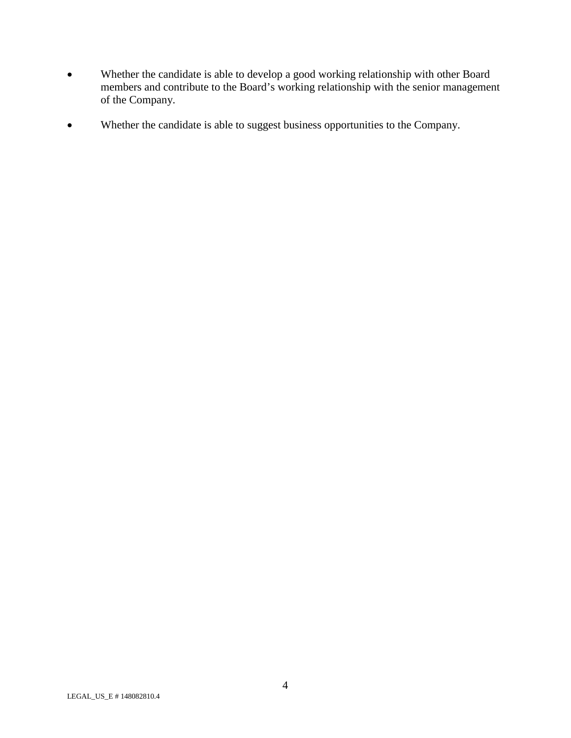- Whether the candidate is able to develop a good working relationship with other Board members and contribute to the Board's working relationship with the senior management of the Company.

- Whether the candidate is able to suggest business opportunities to the Company.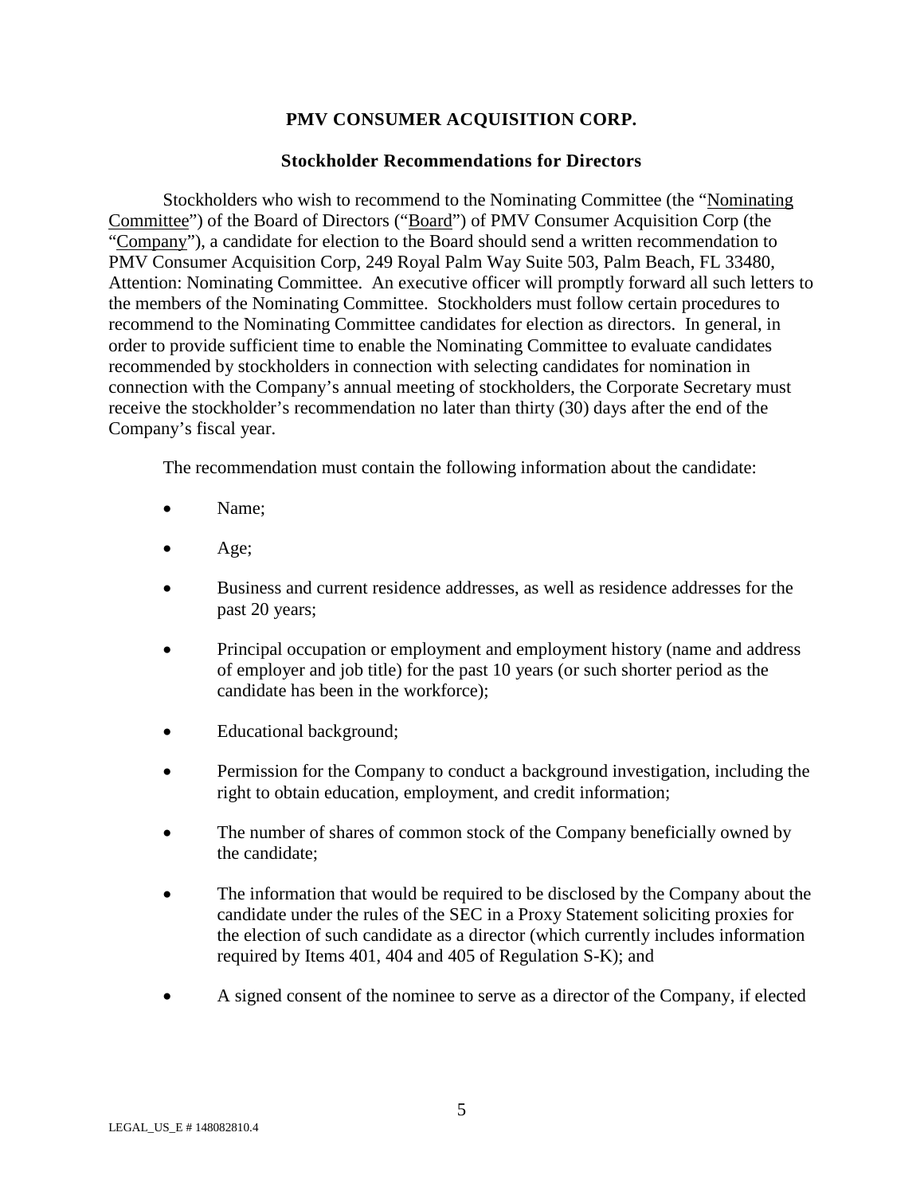**PMV CONSUMER ACQUISITION CORP.**

**Stockholder Recommendations for Directors**

Stockholders who wish to recommend to the Nominating Committee (the "Nominating Committee") of the Board of Directors ("Board") of PMV Consumer Acquisition Corp (the "Company"), a candidate for election to the Board should send a written recommendation to PMV Consumer Acquisition Corp, 249 Royal Palm Way Suite 503, Palm Beach, FL 33480, Attention: Nominating Committee. An executive officer will promptly forward all such letters to the members of the Nominating Committee. Stockholders must follow certain procedures to recommend to the Nominating Committee candidates for election as directors. In general, in order to provide sufficient time to enable the Nominating Committee to evaluate candidates recommended by stockholders in connection with selecting candidates for nomination in connection with the Company's annual meeting of stockholders, the Corporate Secretary must receive the stockholder's recommendation no later than thirty (30) days after the end of the Company's fiscal year.

The recommendation must contain the following information about the candidate:

- Name;
- Age;
- Business and current residence addresses, as well as residence addresses for the past 20 years;
- Principal occupation or employment and employment history (name and address of employer and job title) for the past 10 years (or such shorter period as the candidate has been in the workforce);
- Educational background;
- Permission for the Company to conduct a background investigation, including the right to obtain education, employment, and credit information;
- The number of shares of common stock of the Company beneficially owned by the candidate;
- The information that would be required to be disclosed by the Company about the candidate under the rules of the SEC in a Proxy Statement soliciting proxies for the election of such candidate as a director (which currently includes information required by Items 401, 404 and 405 of Regulation S-K); and
- A signed consent of the nominee to serve as a director of the Company, if elected